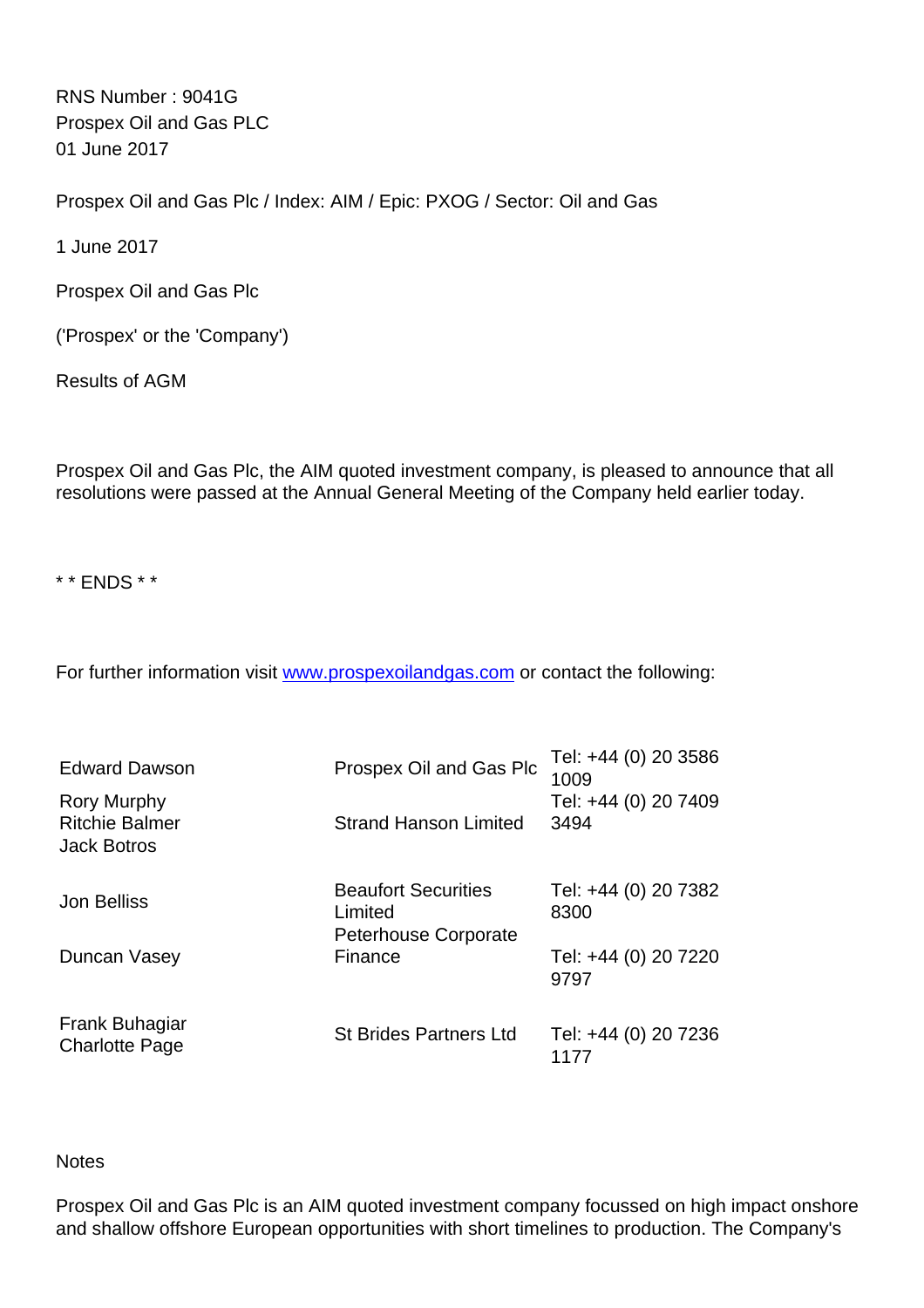RNS Number : 9041G
Prospex Oil and Gas PLC
01 June 2017

Prospex Oil and Gas Plc / Index: AIM / Epic: PXOG / Sector: Oil and Gas

1 June 2017

Prospex Oil and Gas Plc

('Prospex' or the 'Company')

Results of AGM

Prospex Oil and Gas Plc, the AIM quoted investment company, is pleased to announce that all resolutions were passed at the Annual General Meeting of the Company held earlier today.

\* \* ENDS \* \*

For further information visit www.prospexoilandgas.com or contact the following:

| | | |
|---|---|---|
| Edward Dawson | Prospex Oil and Gas Plc | Tel: +44 (0) 20 3586 1009 |
| Rory Murphy<br>Ritchie Balmer<br>Jack Botros | Strand Hanson Limited | Tel: +44 (0) 20 7409 3494 |
| Jon Belliss | Beaufort Securities Limited | Tel: +44 (0) 20 7382 8300 |
| Duncan Vasey | Peterhouse Corporate Finance | Tel: +44 (0) 20 7220 9797 |
| Frank Buhagiar<br>Charlotte Page | St Brides Partners Ltd | Tel: +44 (0) 20 7236 1177 |

Notes

Prospex Oil and Gas Plc is an AIM quoted investment company focussed on high impact onshore and shallow offshore European opportunities with short timelines to production. The Company's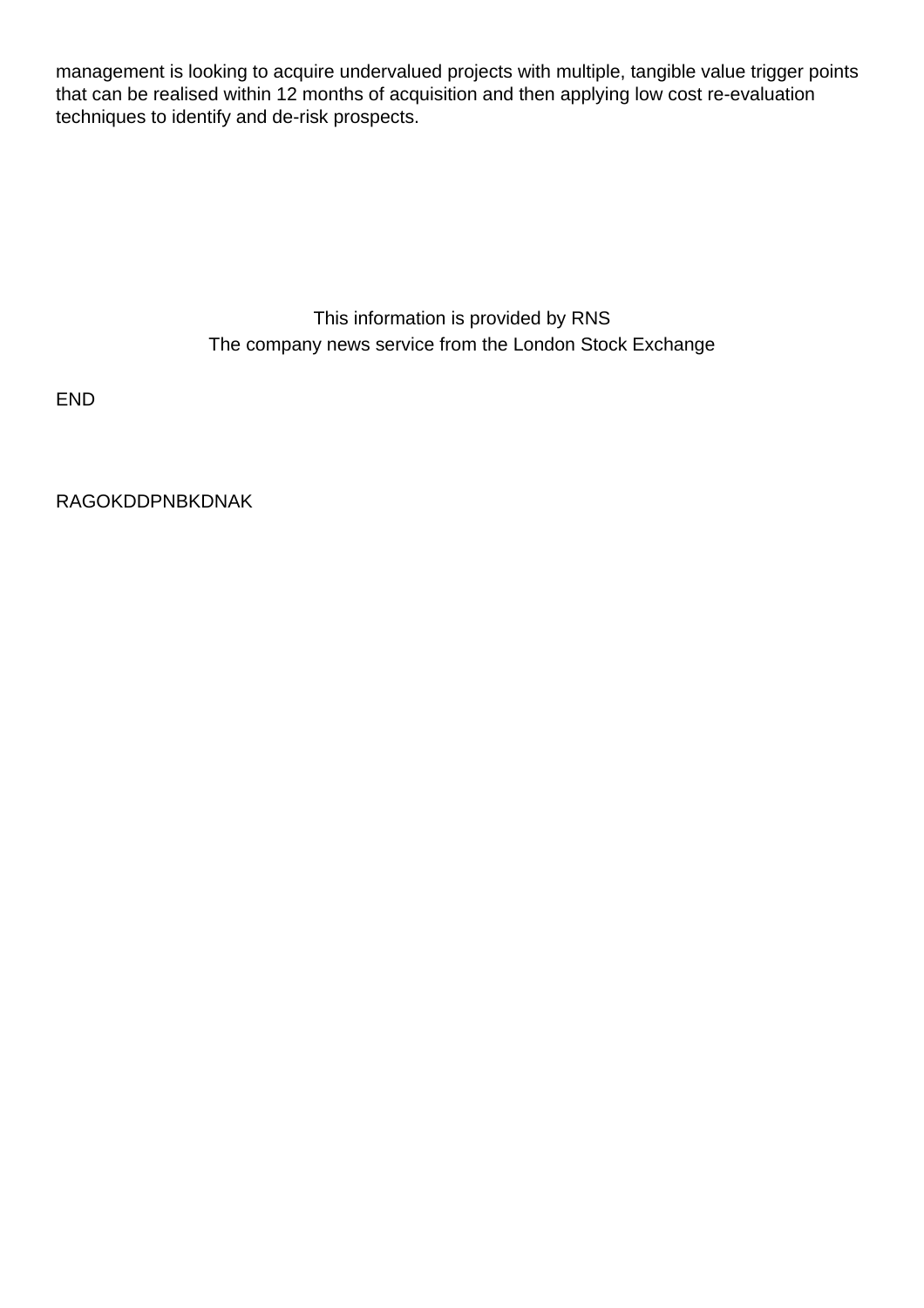management is looking to acquire undervalued projects with multiple, tangible value trigger points that can be realised within 12 months of acquisition and then applying low cost re-evaluation techniques to identify and de-risk prospects.

This information is provided by RNS
The company news service from the London Stock Exchange

END

RAGOKDDPNBKDNAK